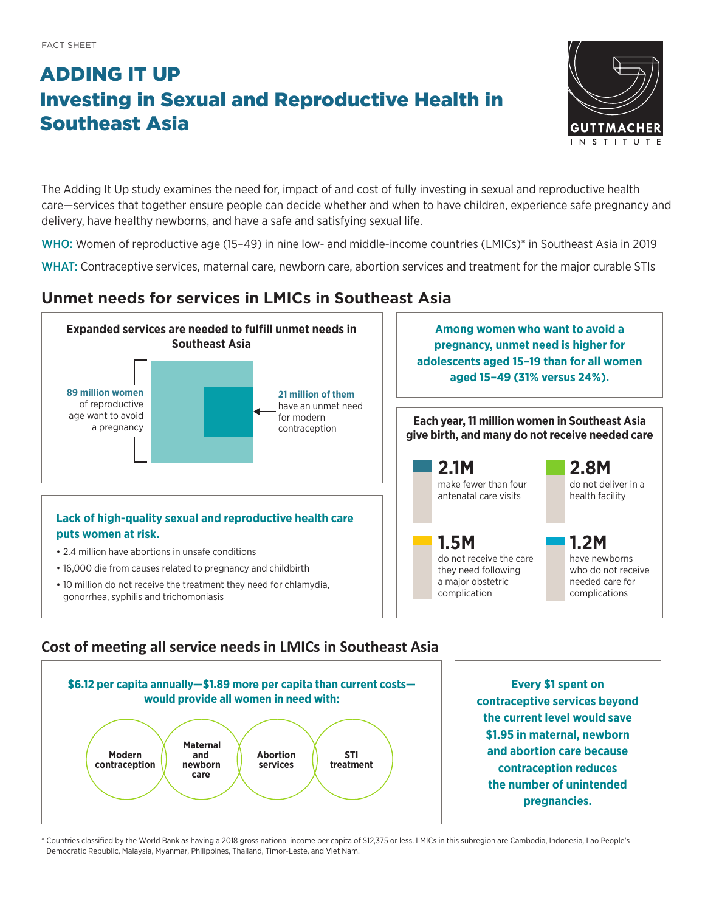FACT SHEET

# ADDING IT UP
# Investing in Sexual and Reproductive Health in Southeast Asia

GUTTMACHER INSTITUTE

The Adding It Up study examines the need for, impact of and cost of fully investing in sexual and reproductive health care—services that together ensure people can decide whether and when to have children, experience safe pregnancy and delivery, have healthy newborns, and have a safe and satisfying sexual life.

**WHO:** Women of reproductive age (15–49) in nine low- and middle-income countries (LMICs)* in Southeast Asia in 2019

**WHAT:** Contraceptive services, maternal care, newborn care, abortion services and treatment for the major curable STIs

## Unmet needs for services in LMICs in Southeast Asia

**Expanded services are needed to fulfill unmet needs in Southeast Asia**

**89 million women** of reproductive age want to avoid a pregnancy

**21 million of them** have an unmet need for modern contraception

**Among women who want to avoid a pregnancy, unmet need is higher for adolescents aged 15–19 than for all women aged 15–49 (31% versus 24%).**

**Each year, 11 million women in Southeast Asia give birth, and many do not receive needed care**

- **2.1M** make fewer than four antenatal care visits
- **2.8M** do not deliver in a health facility
- **1.5M** do not receive the care they need following a major obstetric complication
- **1.2M** have newborns who do not receive needed care for complications

**Lack of high-quality sexual and reproductive health care puts women at risk.**

- 2.4 million have abortions in unsafe conditions
- 16,000 die from causes related to pregnancy and childbirth
- 10 million do not receive the treatment they need for chlamydia, gonorrhea, syphilis and trichomoniasis

## Cost of meeting all service needs in LMICs in Southeast Asia

**$6.12 per capita annually—$1.89 more per capita than current costs—would provide all women in need with:**

- Modern contraception
- Maternal and newborn care
- Abortion services
- STI treatment

**Every $1 spent on contraceptive services beyond the current level would save $1.95 in maternal, newborn and abortion care because contraception reduces the number of unintended pregnancies.**

* Countries classified by the World Bank as having a 2018 gross national income per capita of $12,375 or less. LMICs in this subregion are Cambodia, Indonesia, Lao People's Democratic Republic, Malaysia, Myanmar, Philippines, Thailand, Timor-Leste, and Viet Nam.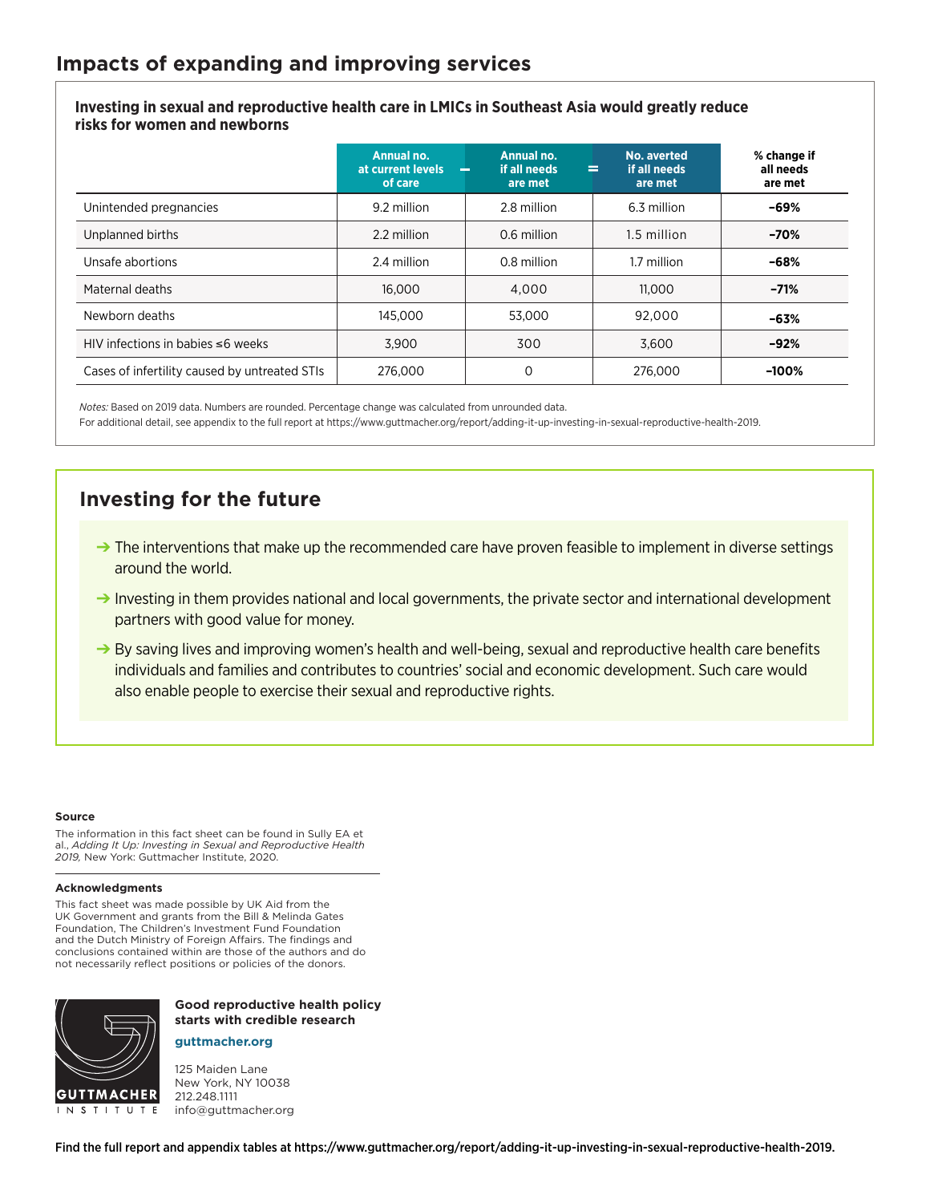## Impacts of expanding and improving services

**Investing in sexual and reproductive health care in LMICs in Southeast Asia would greatly reduce risks for women and newborns**

| | Annual no. at current levels of care | Annual no. if all needs are met | No. averted if all needs are met | % change if all needs are met |
|---|---|---|---|---|
| Unintended pregnancies | 9.2 million | 2.8 million | 6.3 million | **–69%** |
| Unplanned births | 2.2 million | 0.6 million | 1.5 million | **–70%** |
| Unsafe abortions | 2.4 million | 0.8 million | 1.7 million | **–68%** |
| Maternal deaths | 16,000 | 4,000 | 11,000 | **–71%** |
| Newborn deaths | 145,000 | 53,000 | 92,000 | **–63%** |
| HIV infections in babies ≤6 weeks | 3,900 | 300 | 3,600 | **–92%** |
| Cases of infertility caused by untreated STIs | 276,000 | 0 | 276,000 | **–100%** |

*Notes:* Based on 2019 data. Numbers are rounded. Percentage change was calculated from unrounded data.
For additional detail, see appendix to the full report at https://www.guttmacher.org/report/adding-it-up-investing-in-sexual-reproductive-health-2019.

## Investing for the future

- → The interventions that make up the recommended care have proven feasible to implement in diverse settings around the world.
- → Investing in them provides national and local governments, the private sector and international development partners with good value for money.
- → By saving lives and improving women's health and well-being, sexual and reproductive health care benefits individuals and families and contributes to countries' social and economic development. Such care would also enable people to exercise their sexual and reproductive rights.

**Source**

The information in this fact sheet can be found in Sully EA et al., *Adding It Up: Investing in Sexual and Reproductive Health 2019,* New York: Guttmacher Institute, 2020.

**Acknowledgments**

This fact sheet was made possible by UK Aid from the UK Government and grants from the Bill & Melinda Gates Foundation, The Children's Investment Fund Foundation and the Dutch Ministry of Foreign Affairs. The findings and conclusions contained within are those of the authors and do not necessarily reflect positions or policies of the donors.

GUTTMACHER INSTITUTE

**Good reproductive health policy starts with credible research**

**guttmacher.org**

125 Maiden Lane
New York, NY 10038
212.248.1111
info@guttmacher.org

Find the full report and appendix tables at https://www.guttmacher.org/report/adding-it-up-investing-in-sexual-reproductive-health-2019.